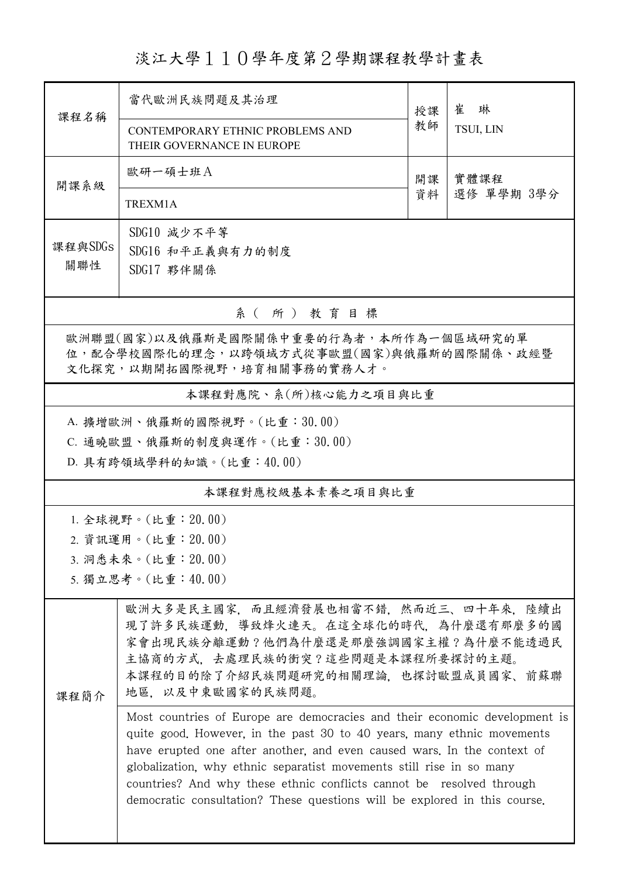# 淡江大學１１０學年度第２學期課程教學計畫表

| 課程名稱 | 當代歐洲民族問題及其治理<br>CONTEMPORARY ETHNIC PROBLEMS AND THEIR GOVERNANCE IN EUROPE | 授課教師 | 崔 琳<br>TSUI, LIN |
|---|---|---|---|
| 開課系級 | 歐研一碩士班Ａ<br>TREXM1A | 開課資料 | 實體課程<br>選修 單學期 3學分 |
| 課程與SDGs關聯性 | SDG10 減少不平等<br>SDG16 和平正義與有力的制度<br>SDG17 夥伴關係 | | |

## 系（所）教育目標

歐洲聯盟(國家)以及俄羅斯是國際關係中重要的行為者，本所作為一個區域研究的單位，配合學校國際化的理念，以跨領域方式從事歐盟(國家)與俄羅斯的國際關係、政經暨文化探究，以期開拓國際視野，培育相關事務的實務人才。

## 本課程對應院、系(所)核心能力之項目與比重

A. 擴增歐洲、俄羅斯的國際視野。(比重：30.00)

C. 通曉歐盟、俄羅斯的制度與運作。(比重：30.00)

D. 具有跨領域學科的知識。(比重：40.00)

## 本課程對應校級基本素養之項目與比重

1. 全球視野。(比重：20.00)
2. 資訊運用。(比重：20.00)
3. 洞悉未來。(比重：20.00)
5. 獨立思考。(比重：40.00)

## 課程簡介

歐洲大多是民主國家，而且經濟發展也相當不錯，然而近三、四十年來，陸續出現了許多民族運動，導致烽火連天。在這全球化的時代，為什麼還有那麼多的國家會出現民族分離運動？他們為什麼還是那麼強調國家主權？為什麼不能透過民主協商的方式，去處理民族的衝突？這些問題是本課程所要探討的主題。
本課程的目的除了介紹民族問題研究的相關理論，也探討歐盟成員國家、前蘇聯地區，以及中東歐國家的民族問題。

Most countries of Europe are democracies and their economic development is quite good. However, in the past 30 to 40 years, many ethnic movements have erupted one after another, and even caused wars. In the context of globalization, why ethnic separatist movements still rise in so many countries? And why these ethnic conflicts cannot be resolved through democratic consultation? These questions will be explored in this course.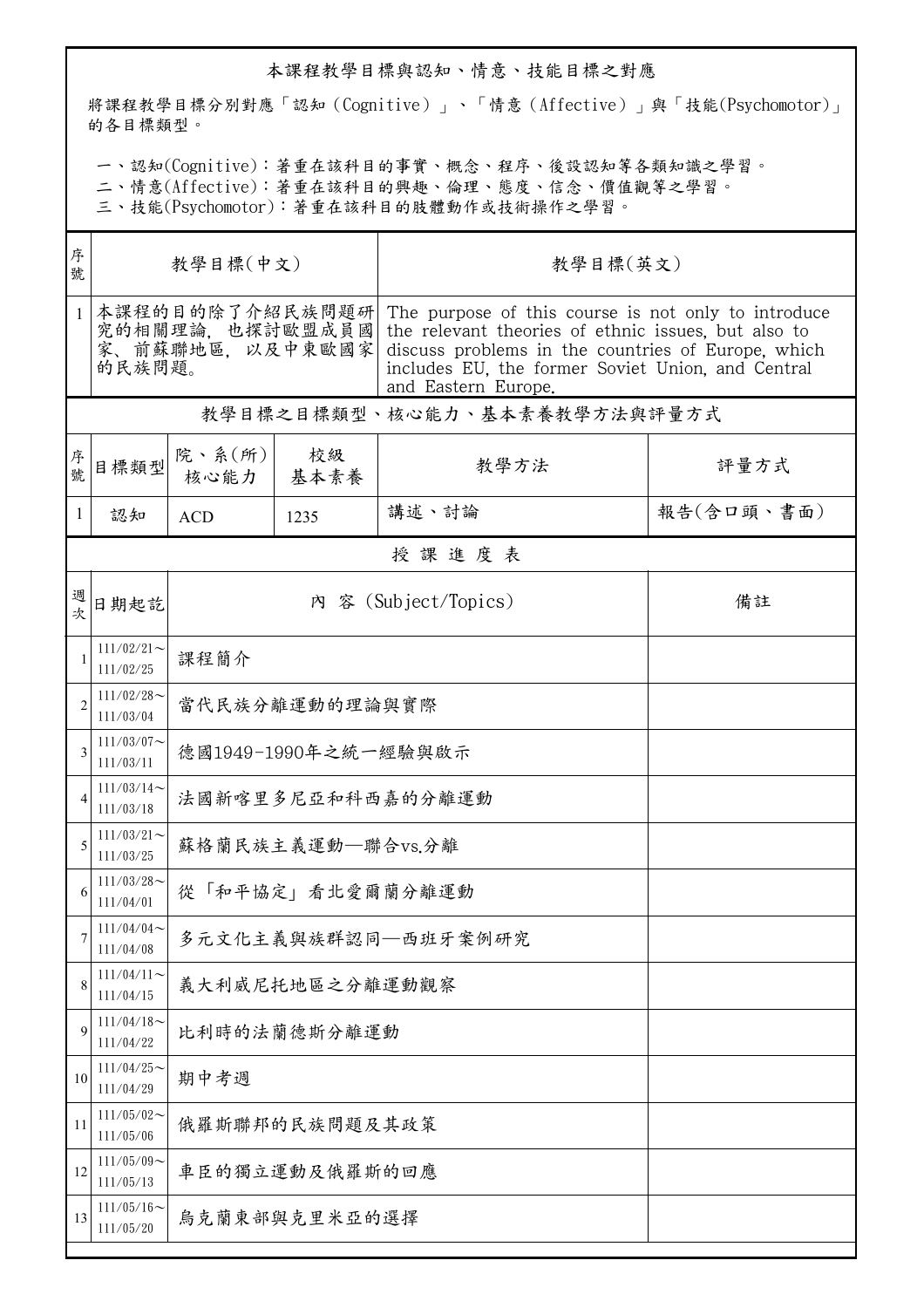## 本課程教學目標與認知、情意、技能目標之對應

將課程教學目標分別對應「認知（Cognitive）」、「情意（Affective）」與「技能(Psychomotor)」的各目標類型。

一、認知(Cognitive)：著重在該科目的事實、概念、程序、後設認知等各類知識之學習。
二、情意(Affective)：著重在該科目的興趣、倫理、態度、信念、價值觀等之學習。
三、技能(Psychomotor)：著重在該科目的肢體動作或技術操作之學習。

| 序號 | 教學目標(中文) | 教學目標(英文) |
|---|---|---|
| 1 | 本課程的目的除了介紹民族問題研究的相關理論，也探討歐盟成員國家、前蘇聯地區，以及中東歐國家的民族問題。 | The purpose of this course is not only to introduce the relevant theories of ethnic issues, but also to discuss problems in the countries of Europe, which includes EU, the former Soviet Union, and Central and Eastern Europe. |

## 教學目標之目標類型、核心能力、基本素養教學方法與評量方式

| 序號 | 目標類型 | 院、系(所)核心能力 | 校級基本素養 | 教學方法 | 評量方式 |
|---|---|---|---|---|---|
| 1 | 認知 | ACD | 1235 | 講述、討論 | 報告(含口頭、書面) |

## 授 課 進 度 表

| 週次 | 日期起訖 | 內 容 (Subject/Topics) | 備註 |
|---|---|---|---|
| 1 | 111/02/21～111/02/25 | 課程簡介 | |
| 2 | 111/02/28～111/03/04 | 當代民族分離運動的理論與實際 | |
| 3 | 111/03/07～111/03/11 | 德國1949-1990年之統一經驗與啟示 | |
| 4 | 111/03/14～111/03/18 | 法國新喀里多尼亞和科西嘉的分離運動 | |
| 5 | 111/03/21～111/03/25 | 蘇格蘭民族主義運動—聯合vs.分離 | |
| 6 | 111/03/28～111/04/01 | 從「和平協定」看北愛爾蘭分離運動 | |
| 7 | 111/04/04～111/04/08 | 多元文化主義與族群認同—西班牙案例研究 | |
| 8 | 111/04/11～111/04/15 | 義大利威尼托地區之分離運動觀察 | |
| 9 | 111/04/18～111/04/22 | 比利時的法蘭德斯分離運動 | |
| 10 | 111/04/25～111/04/29 | 期中考週 | |
| 11 | 111/05/02～111/05/06 | 俄羅斯聯邦的民族問題及其政策 | |
| 12 | 111/05/09～111/05/13 | 車臣的獨立運動及俄羅斯的回應 | |
| 13 | 111/05/16～111/05/20 | 烏克蘭東部與克里米亞的選擇 | |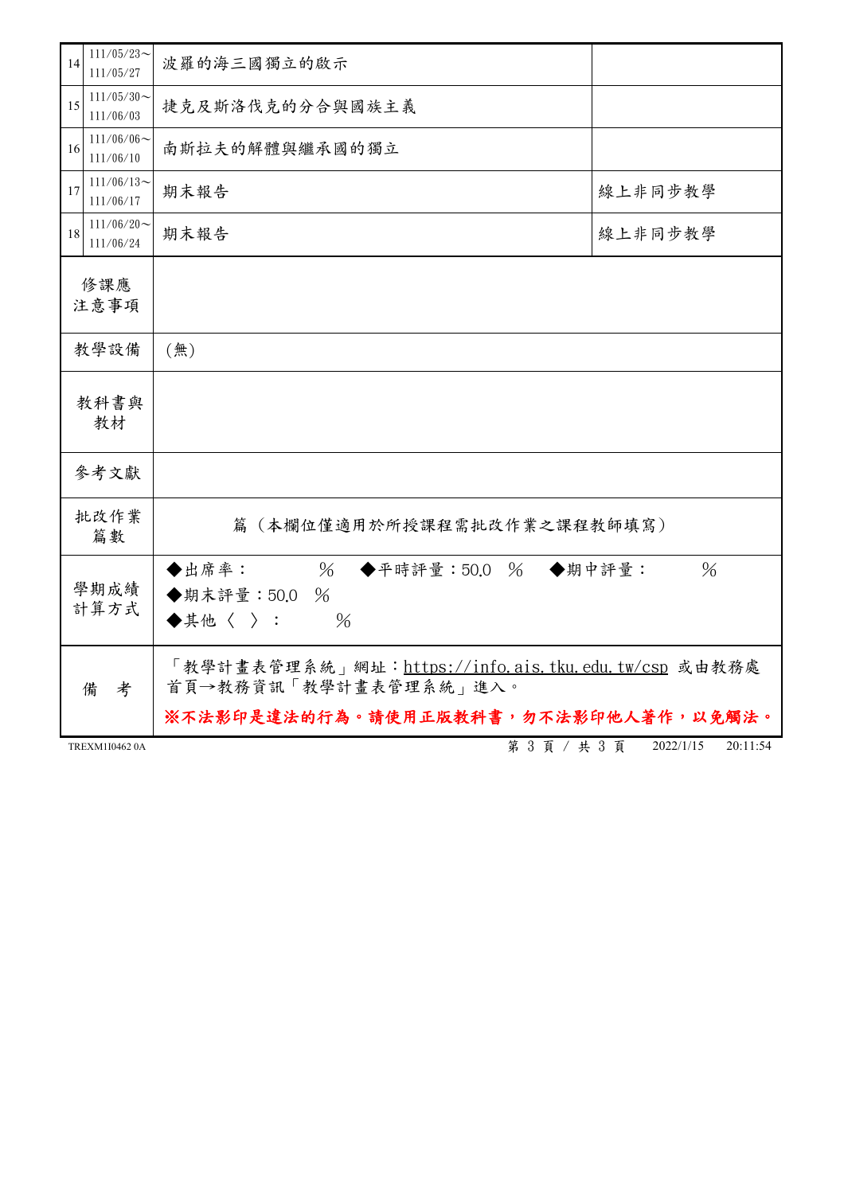| | | | |
|---|---|---|---|
| 14 | 111/05/23～<br>111/05/27 | 波羅的海三國獨立的啟示 | |
| 15 | 111/05/30～<br>111/06/03 | 捷克及斯洛伐克的分合與國族主義 | |
| 16 | 111/06/06～<br>111/06/10 | 南斯拉夫的解體與繼承國的獨立 | |
| 17 | 111/06/13～<br>111/06/17 | 期末報告 | 線上非同步教學 |
| 18 | 111/06/20～<br>111/06/24 | 期末報告 | 線上非同步教學 |

| | |
|---|---|
| 修課應注意事項 | |
| 教學設備 | (無) |
| 教科書與教材 | |
| 參考文獻 | |
| 批改作業篇數 | 篇（本欄位僅適用於所授課程需批改作業之課程教師填寫） |
| 學期成績計算方式 | ◆出席率：　％　◆平時評量：50.0　％　◆期中評量：　％<br>◆期末評量：50.0　％<br>◆其他〈　〉：　％ |
| 備　考 | 「教學計畫表管理系統」網址：https://info.ais.tku.edu.tw/csp 或由教務處首頁→教務資訊「教學計畫表管理系統」進入。<br>**※不法影印是違法的行為。請使用正版教科書，勿不法影印他人著作，以免觸法。** |

TREXM1I0462 0A　　2022/1/15　20:11:54